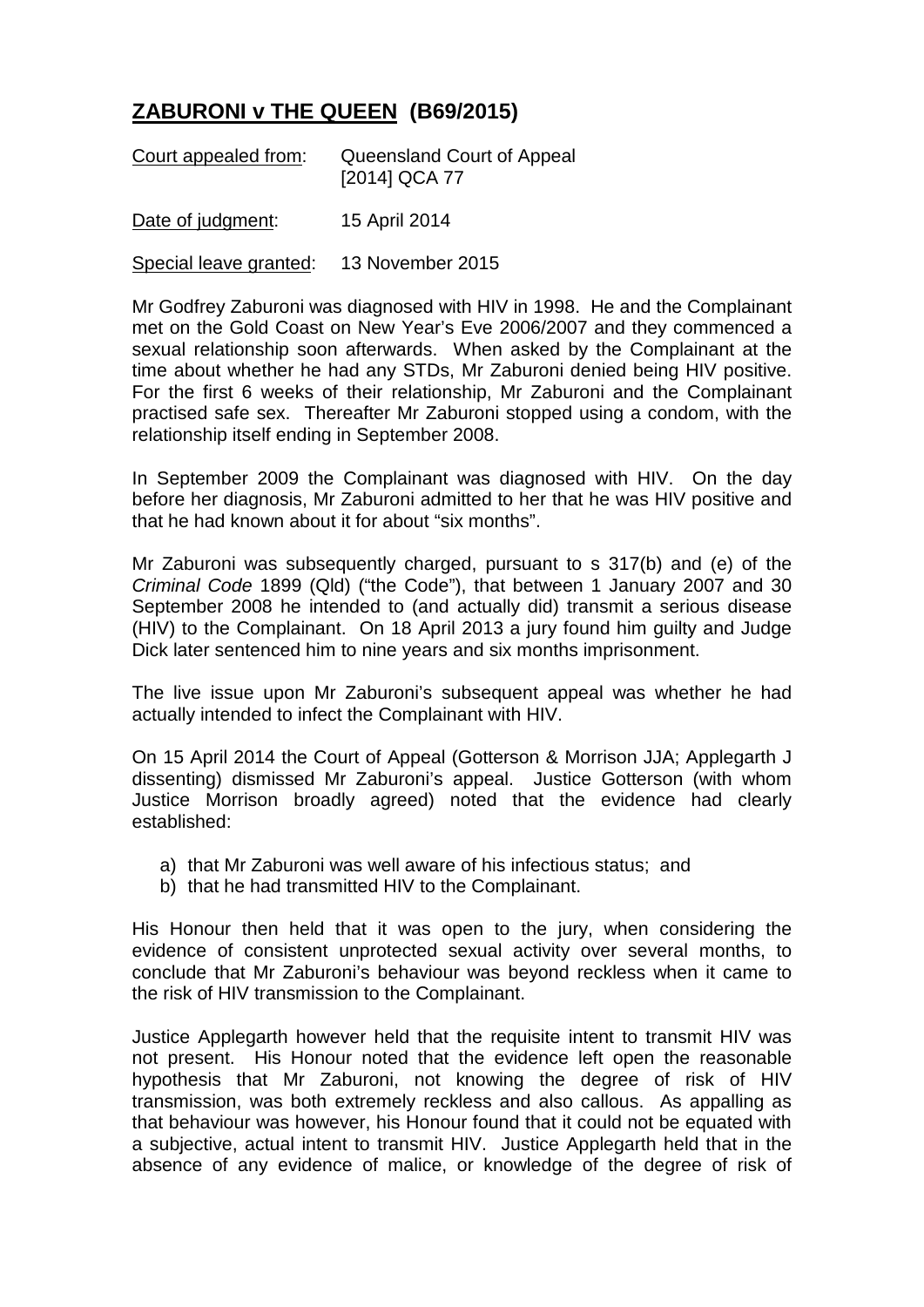# **ZABURONI v THE QUEEN (B69/2015)**

Court appealed from: Queensland Court of Appeal [2014] QCA 77

Date of judgment: 15 April 2014

Special leave granted: 13 November 2015

Mr Godfrey Zaburoni was diagnosed with HIV in 1998. He and the Complainant met on the Gold Coast on New Year's Eve 2006/2007 and they commenced a sexual relationship soon afterwards. When asked by the Complainant at the time about whether he had any STDs, Mr Zaburoni denied being HIV positive. For the first 6 weeks of their relationship, Mr Zaburoni and the Complainant practised safe sex. Thereafter Mr Zaburoni stopped using a condom, with the relationship itself ending in September 2008.

In September 2009 the Complainant was diagnosed with HIV. On the day before her diagnosis, Mr Zaburoni admitted to her that he was HIV positive and that he had known about it for about "six months".

Mr Zaburoni was subsequently charged, pursuant to s 317(b) and (e) of the *Criminal Code* 1899 (Qld) ("the Code"), that between 1 January 2007 and 30 September 2008 he intended to (and actually did) transmit a serious disease (HIV) to the Complainant. On 18 April 2013 a jury found him guilty and Judge Dick later sentenced him to nine years and six months imprisonment.

The live issue upon Mr Zaburoni's subsequent appeal was whether he had actually intended to infect the Complainant with HIV.

On 15 April 2014 the Court of Appeal (Gotterson & Morrison JJA; Applegarth J dissenting) dismissed Mr Zaburoni's appeal. Justice Gotterson (with whom Justice Morrison broadly agreed) noted that the evidence had clearly established:

a) that Mr Zaburoni was well aware of his infectious status; and
b) that he had transmitted HIV to the Complainant.

His Honour then held that it was open to the jury, when considering the evidence of consistent unprotected sexual activity over several months, to conclude that Mr Zaburoni's behaviour was beyond reckless when it came to the risk of HIV transmission to the Complainant.

Justice Applegarth however held that the requisite intent to transmit HIV was not present. His Honour noted that the evidence left open the reasonable hypothesis that Mr Zaburoni, not knowing the degree of risk of HIV transmission, was both extremely reckless and also callous. As appalling as that behaviour was however, his Honour found that it could not be equated with a subjective, actual intent to transmit HIV. Justice Applegarth held that in the absence of any evidence of malice, or knowledge of the degree of risk of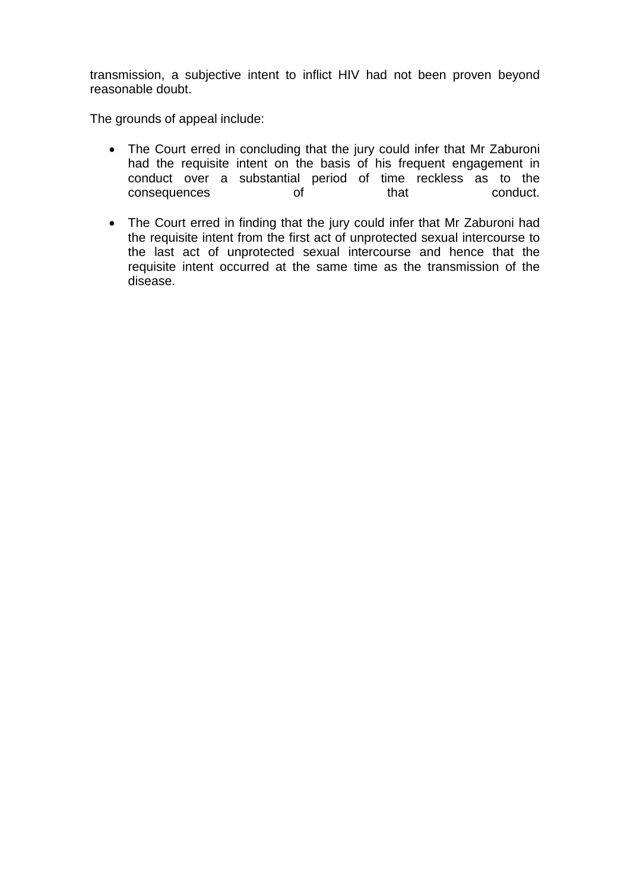transmission, a subjective intent to inflict HIV had not been proven beyond reasonable doubt.

The grounds of appeal include:

- The Court erred in concluding that the jury could infer that Mr Zaburoni had the requisite intent on the basis of his frequent engagement in conduct over a substantial period of time reckless as to the consequences of that conduct.

- The Court erred in finding that the jury could infer that Mr Zaburoni had the requisite intent from the first act of unprotected sexual intercourse to the last act of unprotected sexual intercourse and hence that the requisite intent occurred at the same time as the transmission of the disease.